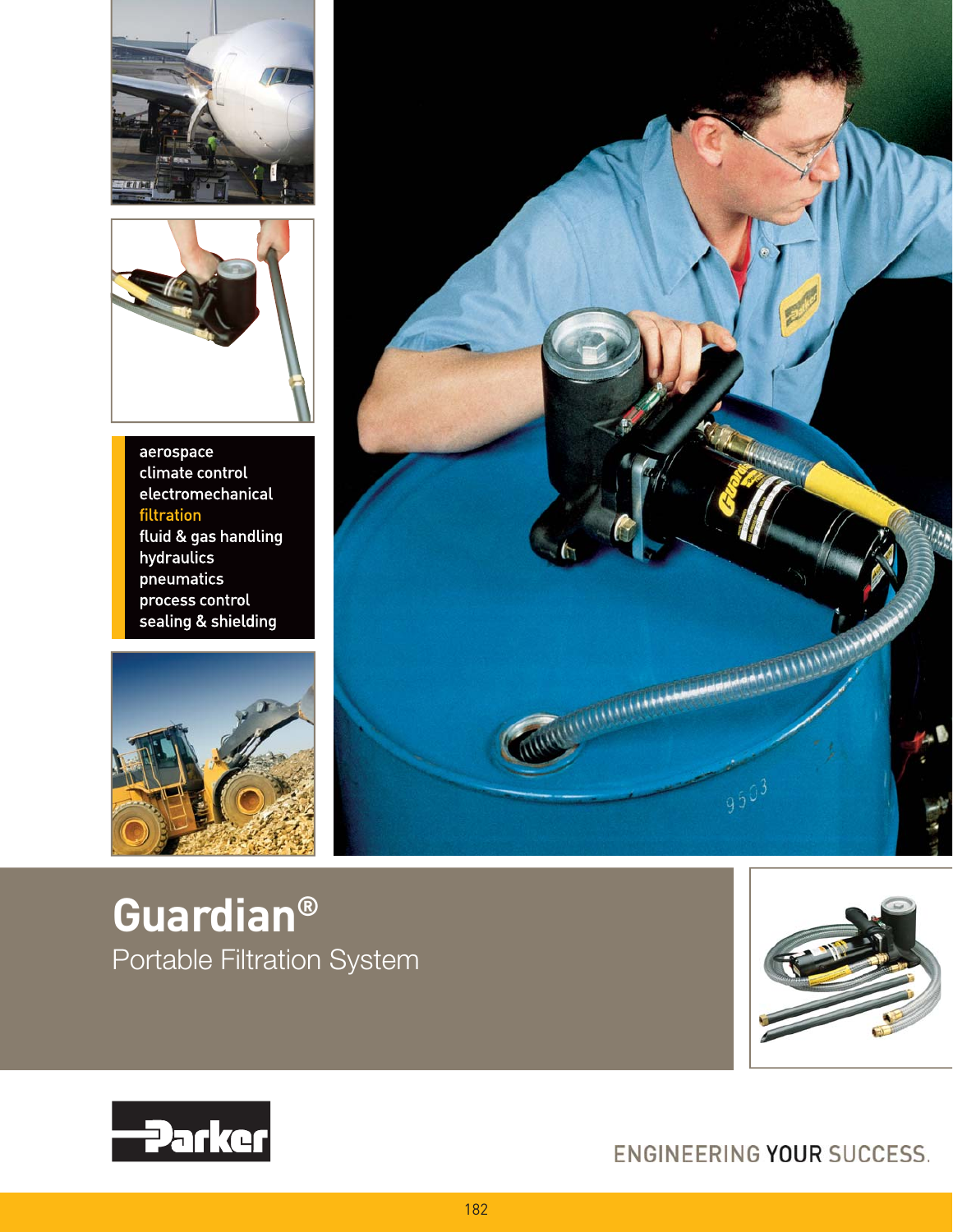aerospace
climate control
electromechanical
filtration
fluid & gas handling
hydraulics
pneumatics
process control
sealing & shielding

# Guardian®

## Portable Filtration System

ENGINEERING YOUR SUCCESS.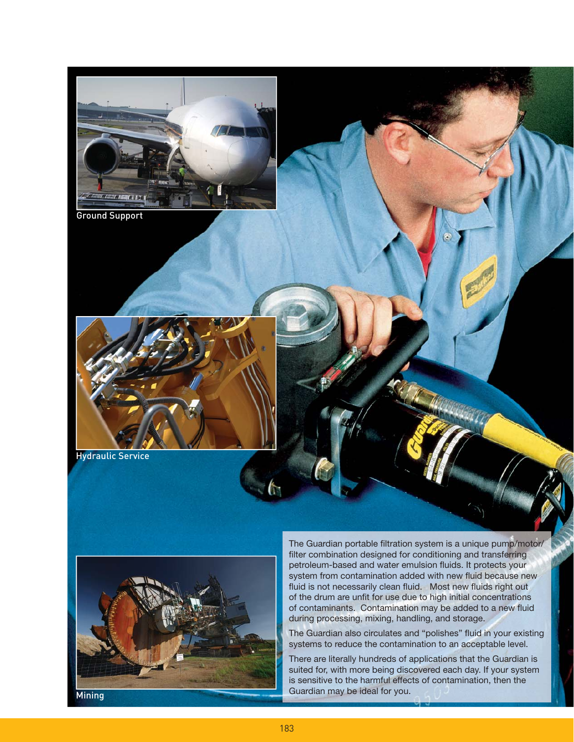Ground Support

Hydraulic Service

Mining

The Guardian portable filtration system is a unique pump/motor/filter combination designed for conditioning and transferring petroleum-based and water emulsion fluids. It protects your system from contamination added with new fluid because new fluid is not necessarily clean fluid. Most new fluids right out of the drum are unfit for use due to high initial concentrations of contaminants. Contamination may be added to a new fluid during processing, mixing, handling, and storage.

The Guardian also circulates and "polishes" fluid in your existing systems to reduce the contamination to an acceptable level.

There are literally hundreds of applications that the Guardian is suited for, with more being discovered each day. If your system is sensitive to the harmful effects of contamination, then the Guardian may be ideal for you.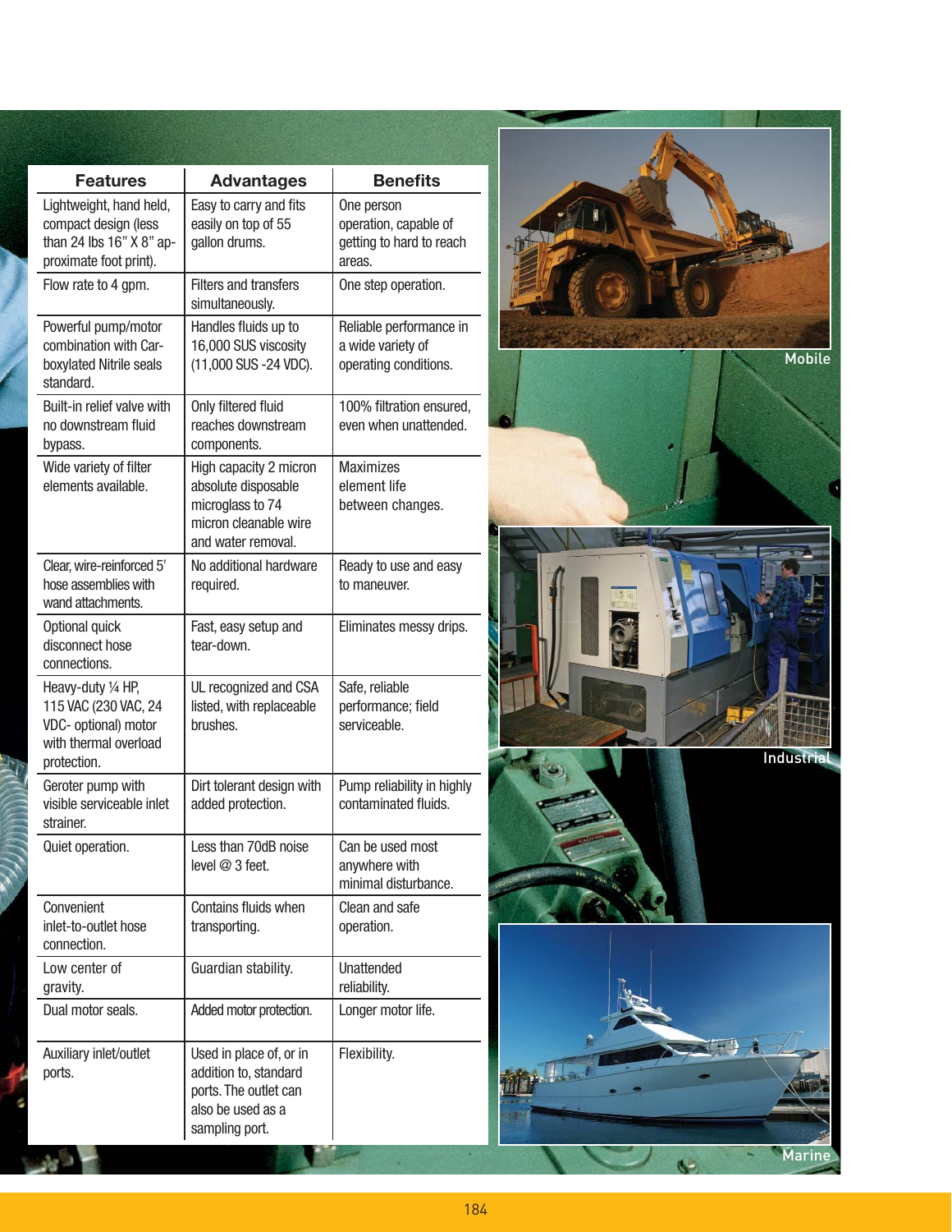| Features | Advantages | Benefits |
|---|---|---|
| Lightweight, hand held, compact design (less than 24 lbs 16" X 8" approximate foot print). | Easy to carry and fits easily on top of 55 gallon drums. | One person operation, capable of getting to hard to reach areas. |
| Flow rate to 4 gpm. | Filters and transfers simultaneously. | One step operation. |
| Powerful pump/motor combination with Carboxylated Nitrile seals standard. | Handles fluids up to 16,000 SUS viscosity (11,000 SUS -24 VDC). | Reliable performance in a wide variety of operating conditions. |
| Built-in relief valve with no downstream fluid bypass. | Only filtered fluid reaches downstream components. | 100% filtration ensured, even when unattended. |
| Wide variety of filter elements available. | High capacity 2 micron absolute disposable microglass to 74 micron cleanable wire and water removal. | Maximizes element life between changes. |
| Clear, wire-reinforced 5' hose assemblies with wand attachments. | No additional hardware required. | Ready to use and easy to maneuver. |
| Optional quick disconnect hose connections. | Fast, easy setup and tear-down. | Eliminates messy drips. |
| Heavy-duty ¼ HP, 115 VAC (230 VAC, 24 VDC- optional) motor with thermal overload protection. | UL recognized and CSA listed, with replaceable brushes. | Safe, reliable performance; field serviceable. |
| Geroter pump with visible serviceable inlet strainer. | Dirt tolerant design with added protection. | Pump reliability in highly contaminated fluids. |
| Quiet operation. | Less than 70dB noise level @ 3 feet. | Can be used most anywhere with minimal disturbance. |
| Convenient inlet-to-outlet hose connection. | Contains fluids when transporting. | Clean and safe operation. |
| Low center of gravity. | Guardian stability. | Unattended reliability. |
| Dual motor seals. | Added motor protection. | Longer motor life. |
| Auxiliary inlet/outlet ports. | Used in place of, or in addition to, standard ports. The outlet can also be used as a sampling port. | Flexibility. |

Mobile

Industrial

Marine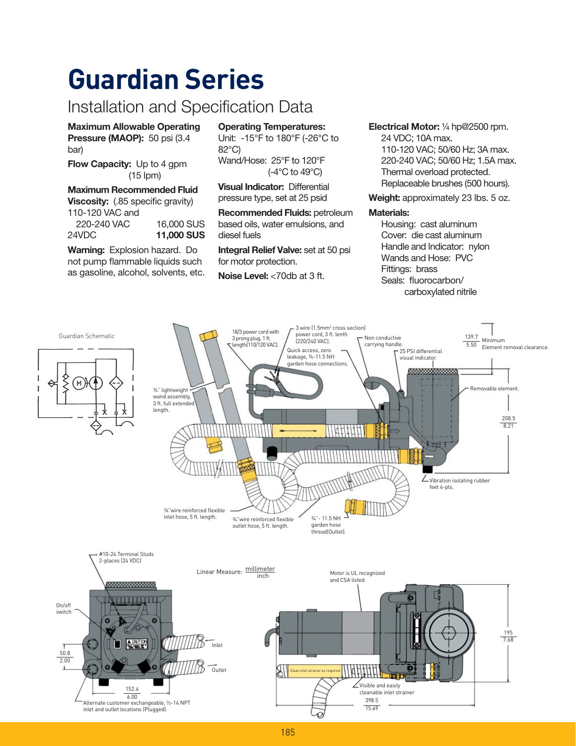# Guardian Series

## Installation and Specification Data

**Maximum Allowable Operating Pressure (MAOP):** 50 psi (3.4 bar)

**Flow Capacity:** Up to 4 gpm (15 lpm)

**Maximum Recommended Fluid Viscosity:** (.85 specific gravity)

| | |
|---|---|
| 110-120 VAC and 220-240 VAC | 16,000 SUS |
| 24VDC | **11,000 SUS** |

**Warning:** Explosion hazard. Do not pump flammable liquids such as gasoline, alcohol, solvents, etc.

**Operating Temperatures:**
Unit: -15°F to 180°F (-26°C to 82°C)
Wand/Hose: 25°F to 120°F (-4°C to 49°C)

**Visual Indicator:** Differential pressure type, set at 25 psid

**Recommended Fluids:** petroleum based oils, water emulsions, and diesel fuels

**Integral Relief Valve:** set at 50 psi for motor protection.

**Noise Level:** <70db at 3 ft.

**Electrical Motor:** ¼ hp@2500 rpm.
- 24 VDC; 10A max.
- 110-120 VAC; 50/60 Hz; 3A max.
- 220-240 VAC; 50/60 Hz; 1.5A max.
- Thermal overload protected.
- Replaceable brushes (500 hours).

**Weight:** approximately 23 lbs. 5 oz.

**Materials:**
- Housing: cast aluminum
- Cover: die cast aluminum
- Handle and Indicator: nylon
- Wands and Hose: PVC
- Fittings: brass
- Seals: fluorocarbon/carboxylated nitrile

Guardian Schematic

M

18/3 power cord with 3 prong plug. 1 ft. length(110/120 VAC).

3 wire (1.5mm² cross section) power cord, 3 ft. lenth (220/240 VAC).

Quick access, zero leakage, ¾-11.5 NH garden hose connections.

Non conductive carrying handle.

25 PSI differential visual indicator.

139.7 / 5.50 Minimum Element removal clearance.

Removable element.

208.5 / 8.21

¾" lightweight wand assembly, 3 ft. full extended length.

Vibration isolating rubber feet 4-pls.

¾"wire reinforced flexible inlet hose, 5 ft. length.

¾"wire reinforced flexible outlet hose, 5 ft. length.

¾"- 11.5 NH garden hose thread(Outlet).

#10-24 Terminal Studs 2-places (24 VDC)

Linear Measure: millimeter / inch

Motor is UL recognized and CSA listed

On/off switch

CAUTION

Inlet

Outlet

50.8 / 2.00

152.4 / 6.00

Alternate customer exchangeable, ½-14 NPT inlet and outlet locations (Plugged).

Clean inlet strainer as required

Visible and easily cleanable inlet strainer

398.5 / 15.69

195 / 7.68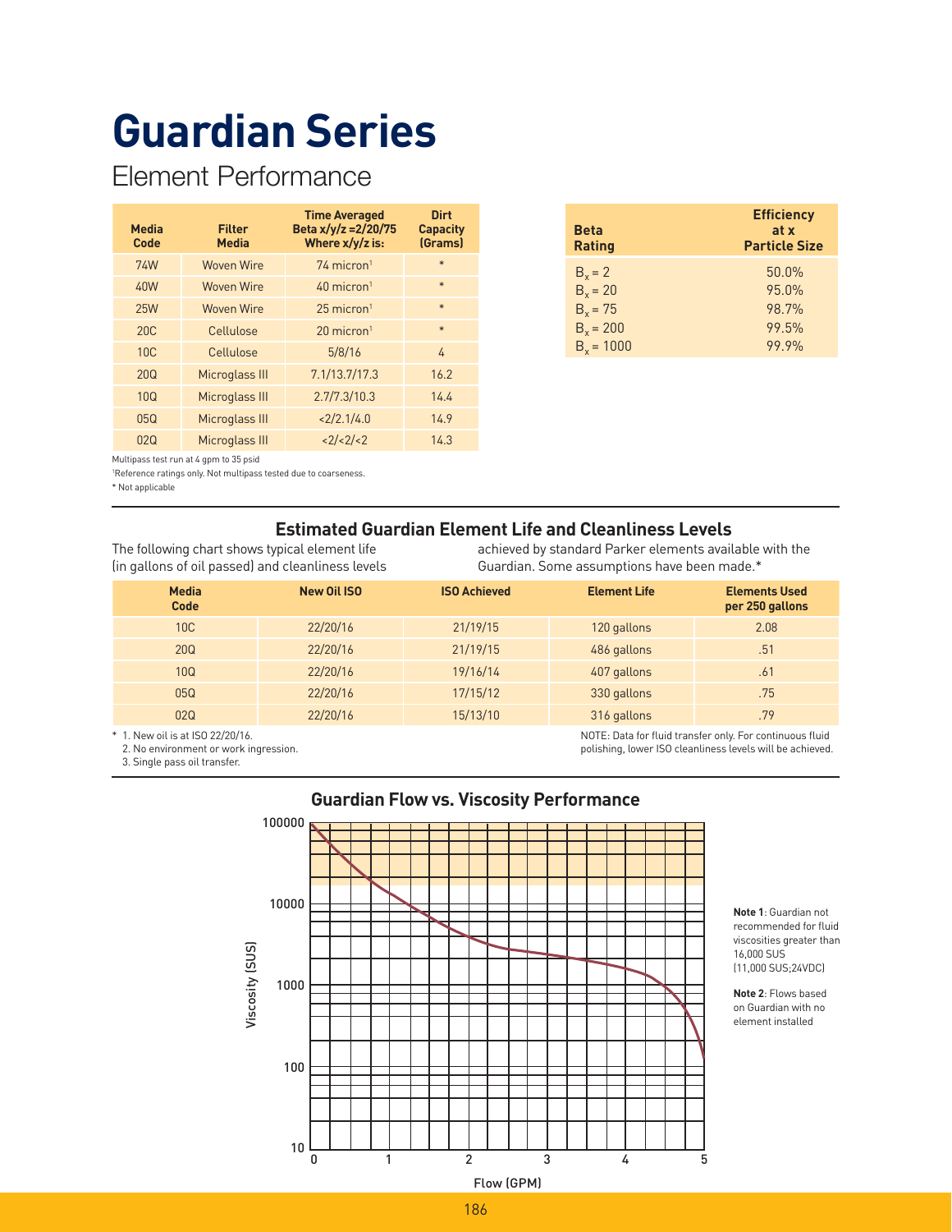# Guardian Series

## Element Performance

| Media Code | Filter Media | Time Averaged Beta x/y/z =2/20/75 Where x/y/z is: | Dirt Capacity (Grams) |
|---|---|---|---|
| 74W | Woven Wire | 74 micron[1] | * |
| 40W | Woven Wire | 40 micron[1] | * |
| 25W | Woven Wire | 25 micron[1] | * |
| 20C | Cellulose | 20 micron[1] | * |
| 10C | Cellulose | 5/8/16 | 4 |
| 20Q | Microglass III | 7.1/13.7/17.3 | 16.2 |
| 10Q | Microglass III | 2.7/7.3/10.3 | 14.4 |
| 05Q | Microglass III | <2/2.1/4.0 | 14.9 |
| 02Q | Microglass III | <2/<2/<2 | 14.3 |

Multipass test run at 4 gpm to 35 psid

[1]Reference ratings only. Not multipass tested due to coarseness.

* Not applicable

| Beta Rating | Efficiency at x Particle Size |
|---|---|
| $B_x = 2$ | 50.0% |
| $B_x = 20$ | 95.0% |
| $B_x = 75$ | 98.7% |
| $B_x = 200$ | 99.5% |
| $B_x = 1000$ | 99.9% |

### Estimated Guardian Element Life and Cleanliness Levels

The following chart shows typical element life (in gallons of oil passed) and cleanliness levels achieved by standard Parker elements available with the Guardian. Some assumptions have been made.*

| Media Code | New Oil ISO | ISO Achieved | Element Life | Elements Used per 250 gallons |
|---|---|---|---|---|
| 10C | 22/20/16 | 21/19/15 | 120 gallons | 2.08 |
| 20Q | 22/20/16 | 21/19/15 | 486 gallons | .51 |
| 10Q | 22/20/16 | 19/16/14 | 407 gallons | .61 |
| 05Q | 22/20/16 | 17/15/12 | 330 gallons | .75 |
| 02Q | 22/20/16 | 15/13/10 | 316 gallons | .79 |

\* 1. New oil is at ISO 22/20/16.
2. No environment or work ingression.
3. Single pass oil transfer.

NOTE: Data for fluid transfer only. For continuous fluid polishing, lower ISO cleanliness levels will be achieved.

### Guardian Flow vs. Viscosity Performance

Viscosity (SUS)

100000
10000
1000
100
10

Flow (GPM)

0 1 2 3 4 5

**Note 1**: Guardian not recommended for fluid viscosities greater than 16,000 SUS (11,000 SUS;24VDC)

**Note 2**: Flows based on Guardian with no element installed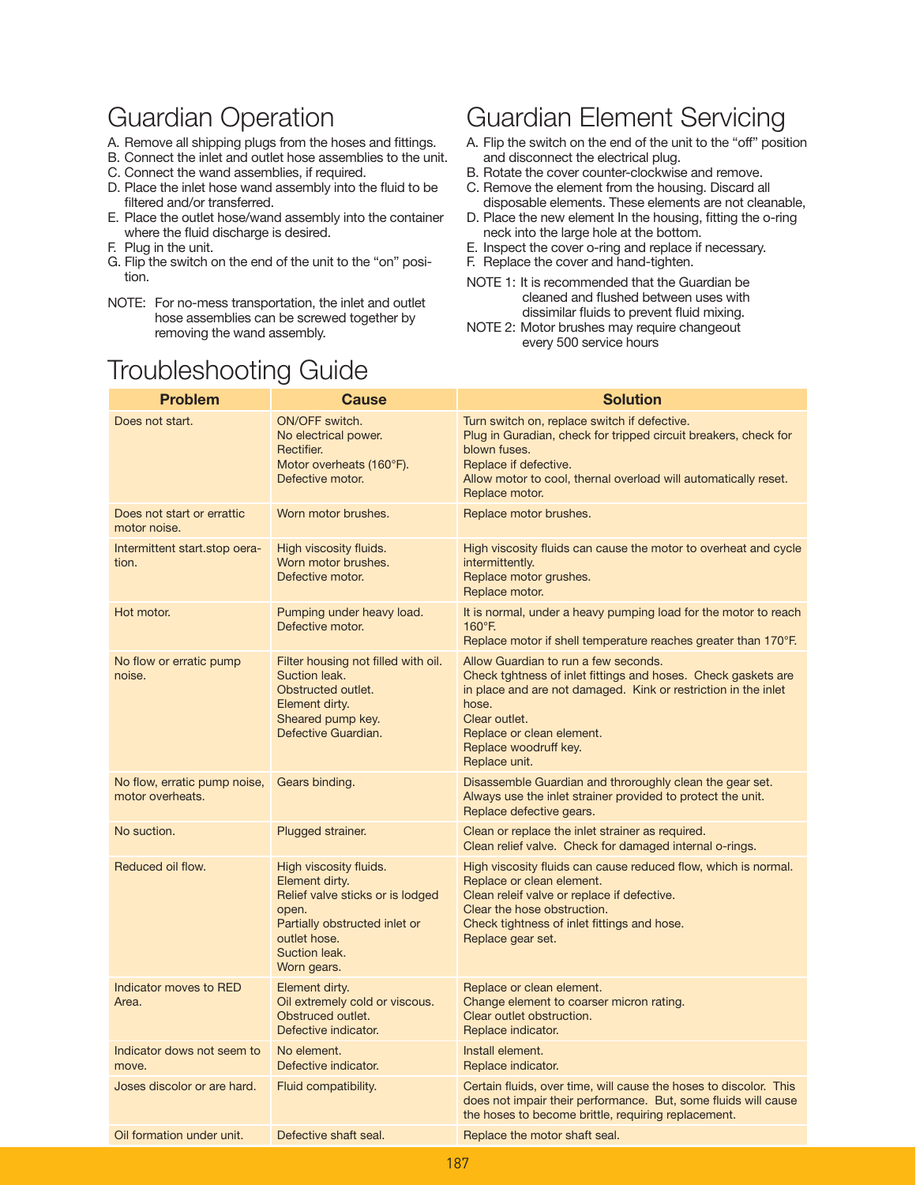## Guardian Operation

A. Remove all shipping plugs from the hoses and fittings.
B. Connect the inlet and outlet hose assemblies to the unit.
C. Connect the wand assemblies, if required.
D. Place the inlet hose wand assembly into the fluid to be filtered and/or transferred.
E. Place the outlet hose/wand assembly into the container where the fluid discharge is desired.
F. Plug in the unit.
G. Flip the switch on the end of the unit to the "on" position.

NOTE: For no-mess transportation, the inlet and outlet hose assemblies can be screwed together by removing the wand assembly.

## Guardian Element Servicing

A. Flip the switch on the end of the unit to the "off" position and disconnect the electrical plug.
B. Rotate the cover counter-clockwise and remove.
C. Remove the element from the housing. Discard all disposable elements. These elements are not cleanable,
D. Place the new element In the housing, fitting the o-ring neck into the large hole at the bottom.
E. Inspect the cover o-ring and replace if necessary.
F. Replace the cover and hand-tighten.

NOTE 1: It is recommended that the Guardian be cleaned and flushed between uses with dissimilar fluids to prevent fluid mixing.
NOTE 2: Motor brushes may require changeout every 500 service hours

## Troubleshooting Guide

| Problem | Cause | Solution |
|---|---|---|
| Does not start. | ON/OFF switch.<br>No electrical power.<br>Rectifier.<br>Motor overheats (160°F).<br>Defective motor. | Turn switch on, replace switch if defective.<br>Plug in Guradian, check for tripped circuit breakers, check for blown fuses.<br>Replace if defective.<br>Allow motor to cool, thernal overload will automatically reset.<br>Replace motor. |
| Does not start or erratic motor noise. | Worn motor brushes. | Replace motor brushes. |
| Intermittent start.stop oeration. | High viscosity fluids.<br>Worn motor brushes.<br>Defective motor. | High viscosity fluids can cause the motor to overheat and cycle intermittently.<br>Replace motor grushes.<br>Replace motor. |
| Hot motor. | Pumping under heavy load.<br>Defective motor. | It is normal, under a heavy pumping load for the motor to reach 160°F.<br>Replace motor if shell temperature reaches greater than 170°F. |
| No flow or erratic pump noise. | Filter housing not filled with oil.<br>Suction leak.<br>Obstructed outlet.<br>Element dirty.<br>Sheared pump key.<br>Defective Guardian. | Allow Guardian to run a few seconds.<br>Check tghtness of inlet fittings and hoses. Check gaskets are in place and are not damaged. Kink or restriction in the inlet hose.<br>Clear outlet.<br>Replace or clean element.<br>Replace woodruff key.<br>Replace unit. |
| No flow, erratic pump noise, motor overheats. | Gears binding. | Disassemble Guardian and throroughly clean the gear set.<br>Always use the inlet strainer provided to protect the unit.<br>Replace defective gears. |
| No suction. | Plugged strainer. | Clean or replace the inlet strainer as required.<br>Clean relief valve. Check for damaged internal o-rings. |
| Reduced oil flow. | High viscosity fluids.<br>Element dirty.<br>Relief valve sticks or is lodged open.<br>Partially obstructed inlet or outlet hose.<br>Suction leak.<br>Worn gears. | High viscosity fluids can cause reduced flow, which is normal.<br>Replace or clean element.<br>Clean releif valve or replace if defective.<br>Clear the hose obstruction.<br>Check tightness of inlet fittings and hose.<br>Replace gear set. |
| Indicator moves to RED Area. | Element dirty.<br>Oil extremely cold or viscous.<br>Obstruced outlet.<br>Defective indicator. | Replace or clean element.<br>Change element to coarser micron rating.<br>Clear outlet obstruction.<br>Replace indicator. |
| Indicator dows not seem to move. | No element.<br>Defective indicator. | Install element.<br>Replace indicator. |
| Joses discolor or are hard. | Fluid compatibility. | Certain fluids, over time, will cause the hoses to discolor. This does not impair their performance. But, some fluids will cause the hoses to become brittle, requiring replacement. |
| Oil formation under unit. | Defective shaft seal. | Replace the motor shaft seal. |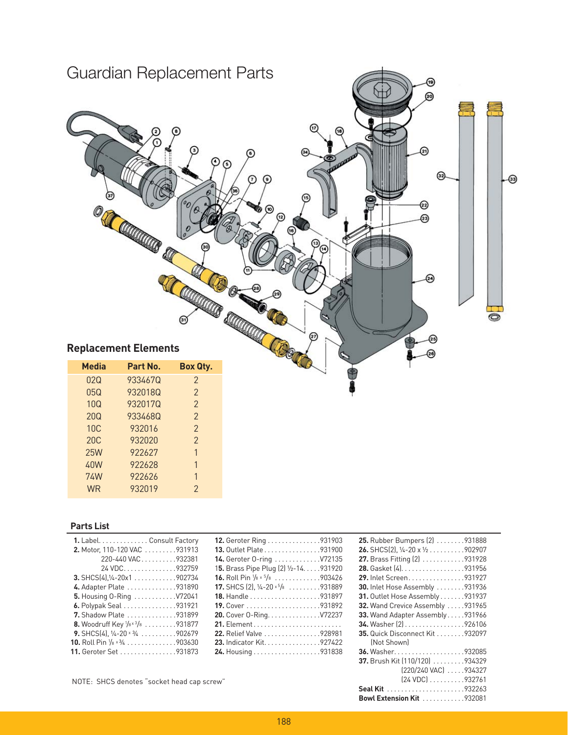# Guardian Replacement Parts

## Replacement Elements

| Media | Part No. | Box Qty. |
|---|---|---|
| 02Q | 933467Q | 2 |
| 05Q | 932018Q | 2 |
| 10Q | 932017Q | 2 |
| 20Q | 933468Q | 2 |
| 10C | 932016 | 2 |
| 20C | 932020 | 2 |
| 25W | 922627 | 1 |
| 40W | 922628 | 1 |
| 74W | 922626 | 1 |
| WR | 932019 | 2 |

### Parts List

**1.** Label. . . . . . . . . . . . . . Consult Factory
**2.** Motor, 110-120 VAC . . . . . . . . .931913
220-440 VAC . . . . . . . . . .932381
24 VDC. . . . . . . . . . . . . . .932759
**3.** SHCS(4),¼-20x1 . . . . . . . . . . . .902734
**4.** Adapter Plate . . . . . . . . . . . . . .931890
**5.** Housing O-Ring . . . . . . . . . . . .V72041
**6.** Polypak Seal . . . . . . . . . . . . . . .931921
**7.** Shadow Plate . . . . . . . . . . . . . .931899
**8.** Woodruff Key ⅛ x ⅜ . . . . . . . . .931877
**9.** SHCS(4), ¼-20 x ¾ . . . . . . . . . .902679
**10.** Roll Pin ⅛ x ¾ . . . . . . . . . . . . . .903630
**11.** Geroter Set . . . . . . . . . . . . . . . .931873
**12.** Geroter Ring . . . . . . . . . . . . . . .931903
**13.** Outlet Plate . . . . . . . . . . . . . . . .931900
**14.** Geroter O-ring . . . . . . . . . . . . .V72135
**15.** Brass Pipe Plug (2) ½-14. . . . . .931920
**16.** Roll Pin ⅛ x ⅝ . . . . . . . . . . . . .903426
**17.** SHCS (2), ¼-20 x ⅝ . . . . . . . . .931889
**18.** Handle . . . . . . . . . . . . . . . . . . . .931897
**19.** Cover . . . . . . . . . . . . . . . . . . . . .931892
**20.** Cover O-Ring. . . . . . . . . . . . . . .V72237
**21.** Element . . . . . . . . . . . . . . . . . . . . . . . .
**22.** Relief Valve . . . . . . . . . . . . . . . .928981
**23.** Indicator Kit. . . . . . . . . . . . . . . .927422
**24.** Housing . . . . . . . . . . . . . . . . . . .931838
**25.** Rubber Bumpers (2) . . . . . . . . .931888
**26.** SHCS(2), ¼-20 x ½ . . . . . . . . . .902907
**27.** Brass Fitting (2) . . . . . . . . . . . .931928
**28.** Gasket (4). . . . . . . . . . . . . . . . . .931956
**29.** Inlet Screen. . . . . . . . . . . . . . . .931927
**30.** Inlet Hose Assembly . . . . . . . .931936
**31.** Outlet Hose Assembly . . . . . . .931937
**32.** Wand Crevice Assembly . . . . .931965
**33.** Wand Adapter Assembly . . . . .931966
**34.** Washer (2) . . . . . . . . . . . . . . . . .926106
**35.** Quick Disconnect Kit . . . . . . . .932097
(Not Shown)
**36.** Washer. . . . . . . . . . . . . . . . . . . .932085
**37.** Brush Kit (110/120) . . . . . . . . .934329
(220/240 VAC) . . . . .934327
(24 VDC) . . . . . . . . . .932761
**Seal Kit** . . . . . . . . . . . . . . . . . . . . .932263
**Bowl Extension Kit** . . . . . . . . . . . .932081

NOTE: SHCS denotes "socket head cap screw"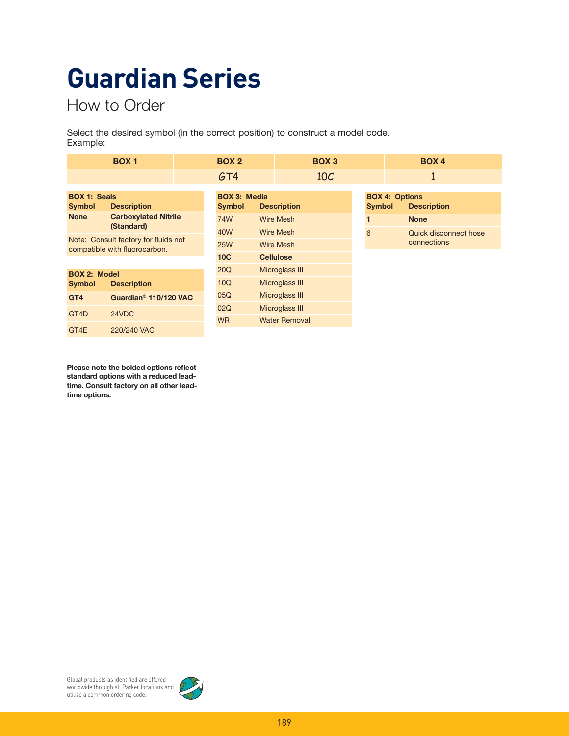# Guardian Series

## How to Order

Select the desired symbol (in the correct position) to construct a model code.
Example:

| BOX 1 | BOX 2 | BOX 3 | BOX 4 |
|---|---|---|---|
| | GT4 | 10C | 1 |

**BOX 1: Seals**

| Symbol | Description |
|---|---|
| **None** | **Carboxylated Nitrile (Standard)** |

Note: Consult factory for fluids not compatible with fluorocarbon.

**BOX 2: Model**

| Symbol | Description |
|---|---|
| **GT4** | **Guardian® 110/120 VAC** |
| GT4D | 24VDC |
| GT4E | 220/240 VAC |

**BOX 3: Media**

| Symbol | Description |
|---|---|
| 74W | Wire Mesh |
| 40W | Wire Mesh |
| 25W | Wire Mesh |
| **10C** | **Cellulose** |
| 20Q | Microglass III |
| 10Q | Microglass III |
| 05Q | Microglass III |
| 02Q | Microglass III |
| WR | Water Removal |

**BOX 4: Options**

| Symbol | Description |
|---|---|
| **1** | **None** |
| 6 | Quick disconnect hose connections |

**Please note the bolded options reflect standard options with a reduced lead-time. Consult factory on all other lead-time options.**

Global products as identified are offered worldwide through all Parker locations and utilize a common ordering code.